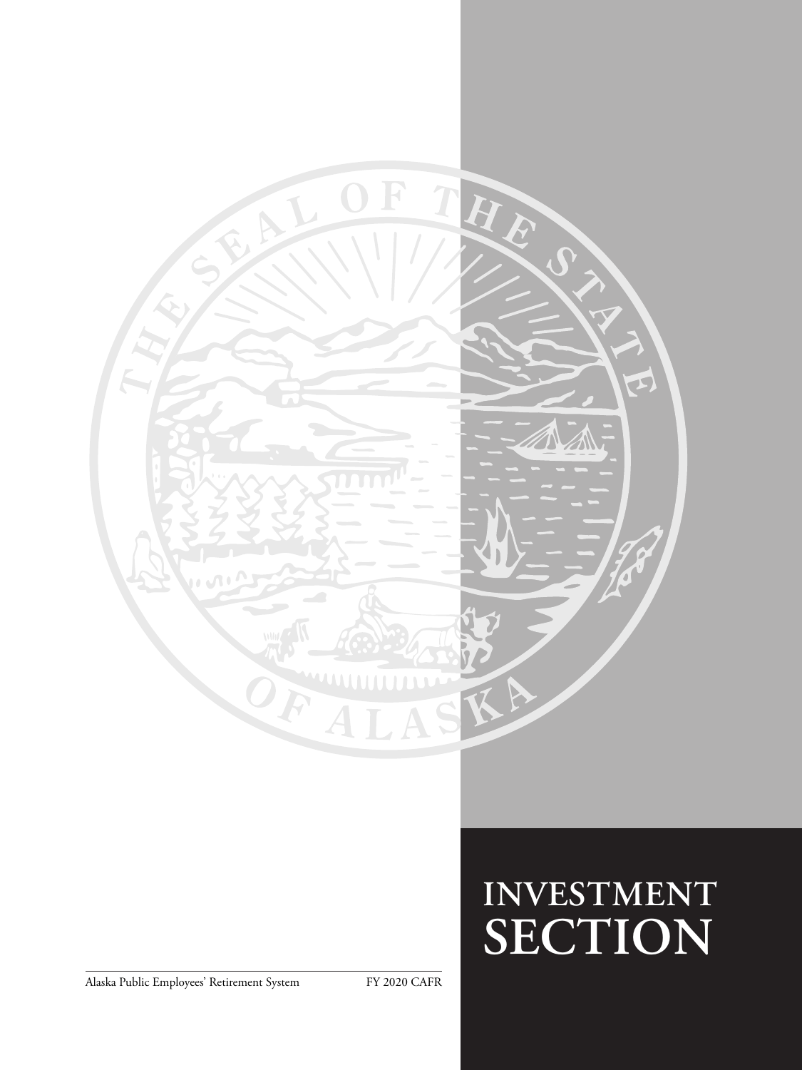# INVESTMENT SECTION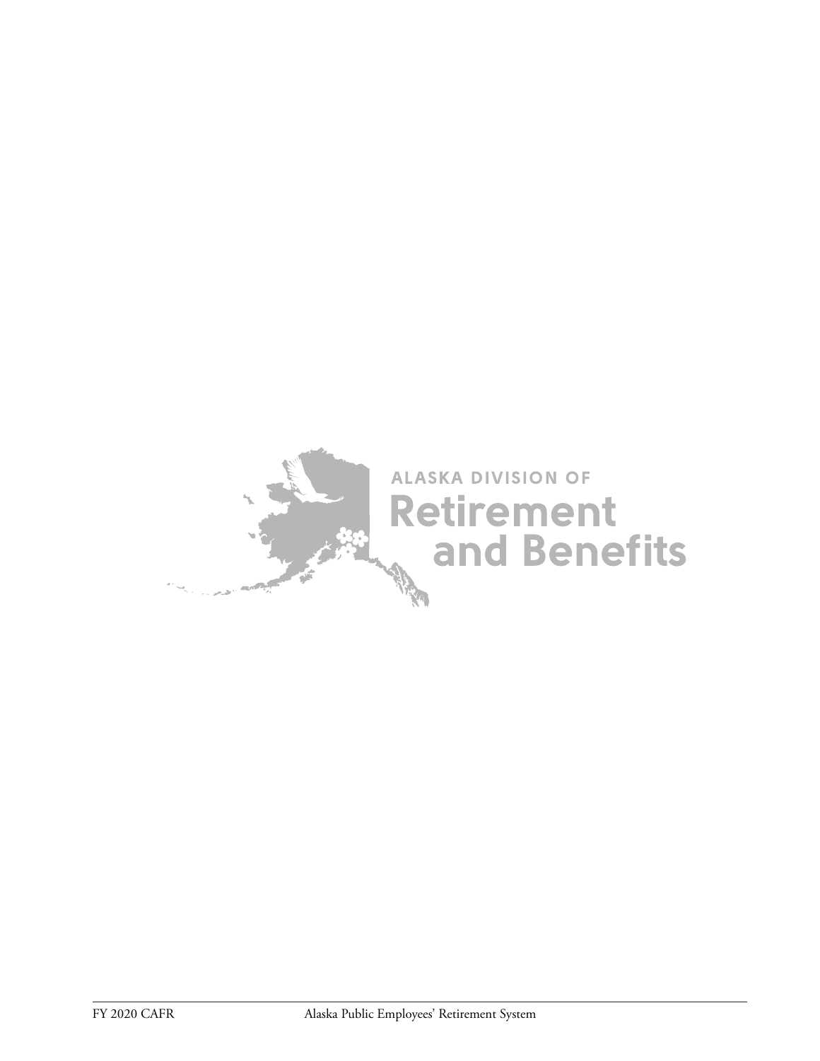ALASKA DIVISION OF

Retirement and Benefits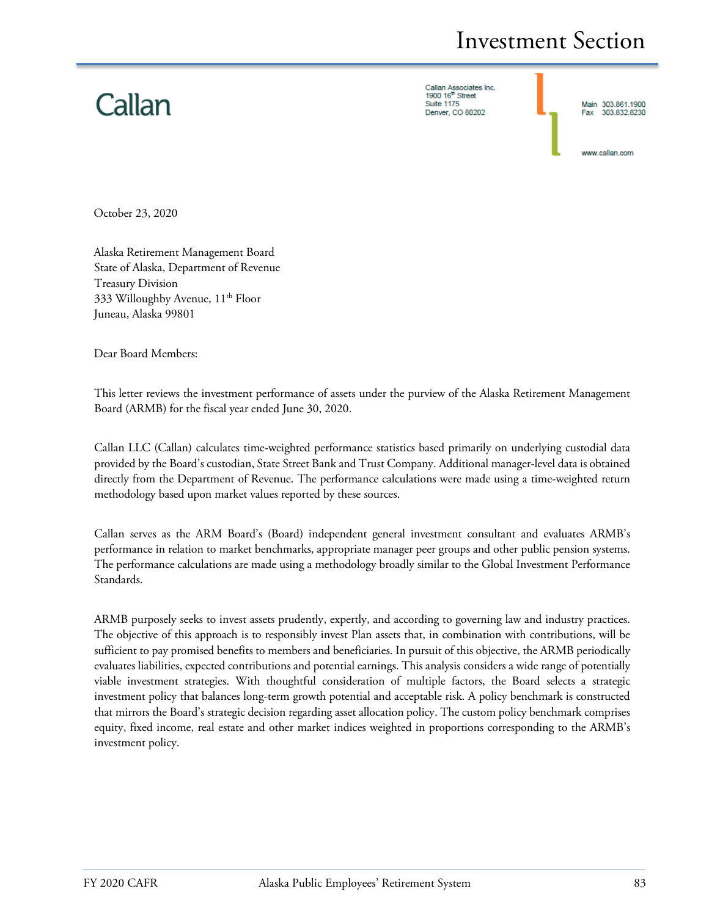Callan

Callan Associates Inc.
1900 16th Street
Suite 1175
Denver, CO 80202

Main 303.861.1900
Fax 303.832.8230

www.callan.com

October 23, 2020

Alaska Retirement Management Board
State of Alaska, Department of Revenue
Treasury Division
333 Willoughby Avenue, 11th Floor
Juneau, Alaska 99801

Dear Board Members:

This letter reviews the investment performance of assets under the purview of the Alaska Retirement Management Board (ARMB) for the fiscal year ended June 30, 2020.

Callan LLC (Callan) calculates time-weighted performance statistics based primarily on underlying custodial data provided by the Board's custodian, State Street Bank and Trust Company. Additional manager-level data is obtained directly from the Department of Revenue. The performance calculations were made using a time-weighted return methodology based upon market values reported by these sources.

Callan serves as the ARM Board's (Board) independent general investment consultant and evaluates ARMB's performance in relation to market benchmarks, appropriate manager peer groups and other public pension systems. The performance calculations are made using a methodology broadly similar to the Global Investment Performance Standards.

ARMB purposely seeks to invest assets prudently, expertly, and according to governing law and industry practices. The objective of this approach is to responsibly invest Plan assets that, in combination with contributions, will be sufficient to pay promised benefits to members and beneficiaries. In pursuit of this objective, the ARMB periodically evaluates liabilities, expected contributions and potential earnings. This analysis considers a wide range of potentially viable investment strategies. With thoughtful consideration of multiple factors, the Board selects a strategic investment policy that balances long-term growth potential and acceptable risk. A policy benchmark is constructed that mirrors the Board's strategic decision regarding asset allocation policy. The custom policy benchmark comprises equity, fixed income, real estate and other market indices weighted in proportions corresponding to the ARMB's investment policy.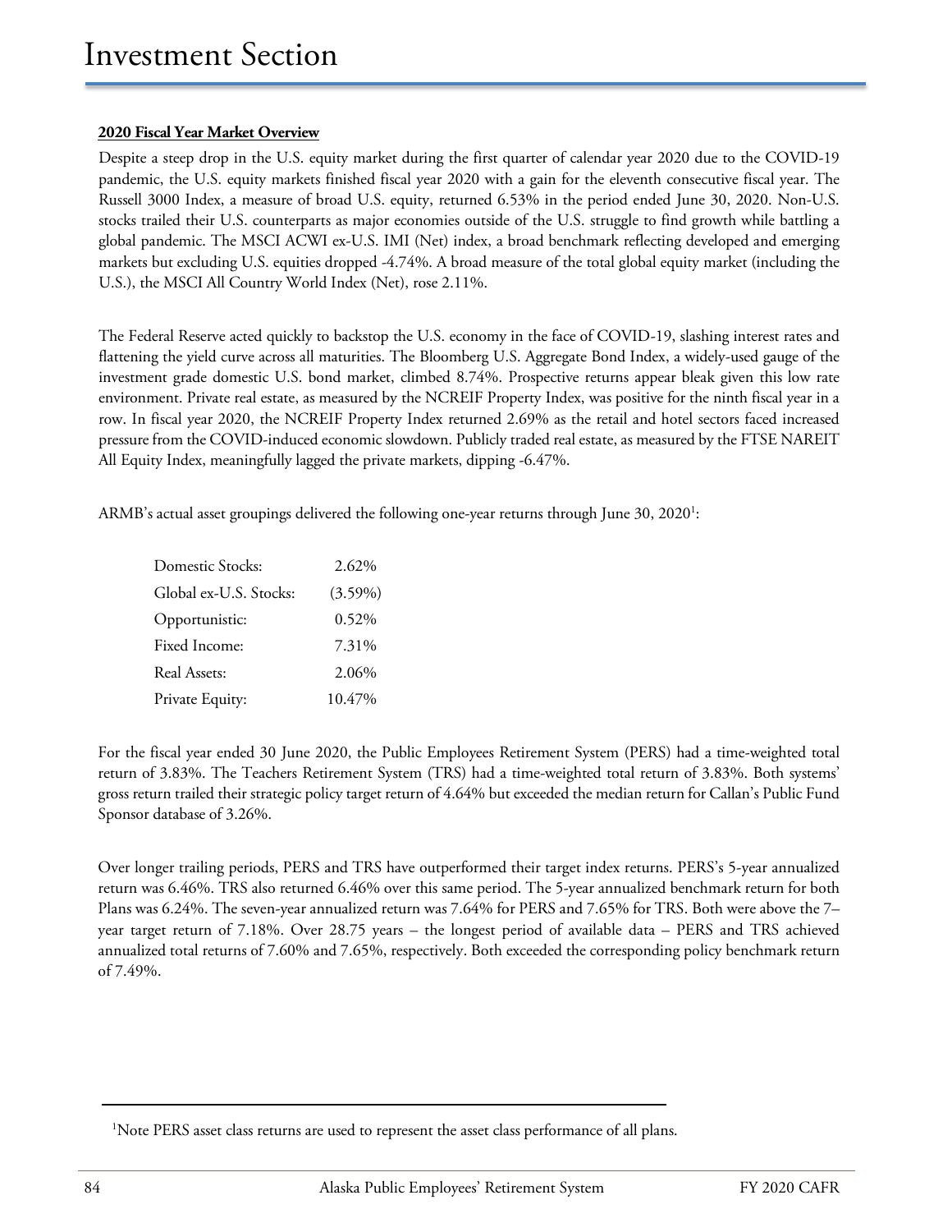## 2020 Fiscal Year Market Overview

Despite a steep drop in the U.S. equity market during the first quarter of calendar year 2020 due to the COVID-19 pandemic, the U.S. equity markets finished fiscal year 2020 with a gain for the eleventh consecutive fiscal year. The Russell 3000 Index, a measure of broad U.S. equity, returned 6.53% in the period ended June 30, 2020. Non-U.S. stocks trailed their U.S. counterparts as major economies outside of the U.S. struggle to find growth while battling a global pandemic. The MSCI ACWI ex-U.S. IMI (Net) index, a broad benchmark reflecting developed and emerging markets but excluding U.S. equities dropped -4.74%. A broad measure of the total global equity market (including the U.S.), the MSCI All Country World Index (Net), rose 2.11%.

The Federal Reserve acted quickly to backstop the U.S. economy in the face of COVID-19, slashing interest rates and flattening the yield curve across all maturities. The Bloomberg U.S. Aggregate Bond Index, a widely-used gauge of the investment grade domestic U.S. bond market, climbed 8.74%. Prospective returns appear bleak given this low rate environment. Private real estate, as measured by the NCREIF Property Index, was positive for the ninth fiscal year in a row. In fiscal year 2020, the NCREIF Property Index returned 2.69% as the retail and hotel sectors faced increased pressure from the COVID-induced economic slowdown. Publicly traded real estate, as measured by the FTSE NAREIT All Equity Index, meaningfully lagged the private markets, dipping -6.47%.

ARMB's actual asset groupings delivered the following one-year returns through June 30, 2020[1]:

| | |
|---|---|
| Domestic Stocks: | 2.62% |
| Global ex-U.S. Stocks: | (3.59%) |
| Opportunistic: | 0.52% |
| Fixed Income: | 7.31% |
| Real Assets: | 2.06% |
| Private Equity: | 10.47% |

For the fiscal year ended 30 June 2020, the Public Employees Retirement System (PERS) had a time-weighted total return of 3.83%. The Teachers Retirement System (TRS) had a time-weighted total return of 3.83%. Both systems' gross return trailed their strategic policy target return of 4.64% but exceeded the median return for Callan's Public Fund Sponsor database of 3.26%.

Over longer trailing periods, PERS and TRS have outperformed their target index returns. PERS's 5-year annualized return was 6.46%. TRS also returned 6.46% over this same period. The 5-year annualized benchmark return for both Plans was 6.24%. The seven-year annualized return was 7.64% for PERS and 7.65% for TRS. Both were above the 7–year target return of 7.18%. Over 28.75 years – the longest period of available data – PERS and TRS achieved annualized total returns of 7.60% and 7.65%, respectively. Both exceeded the corresponding policy benchmark return of 7.49%.

---

[1]Note PERS asset class returns are used to represent the asset class performance of all plans.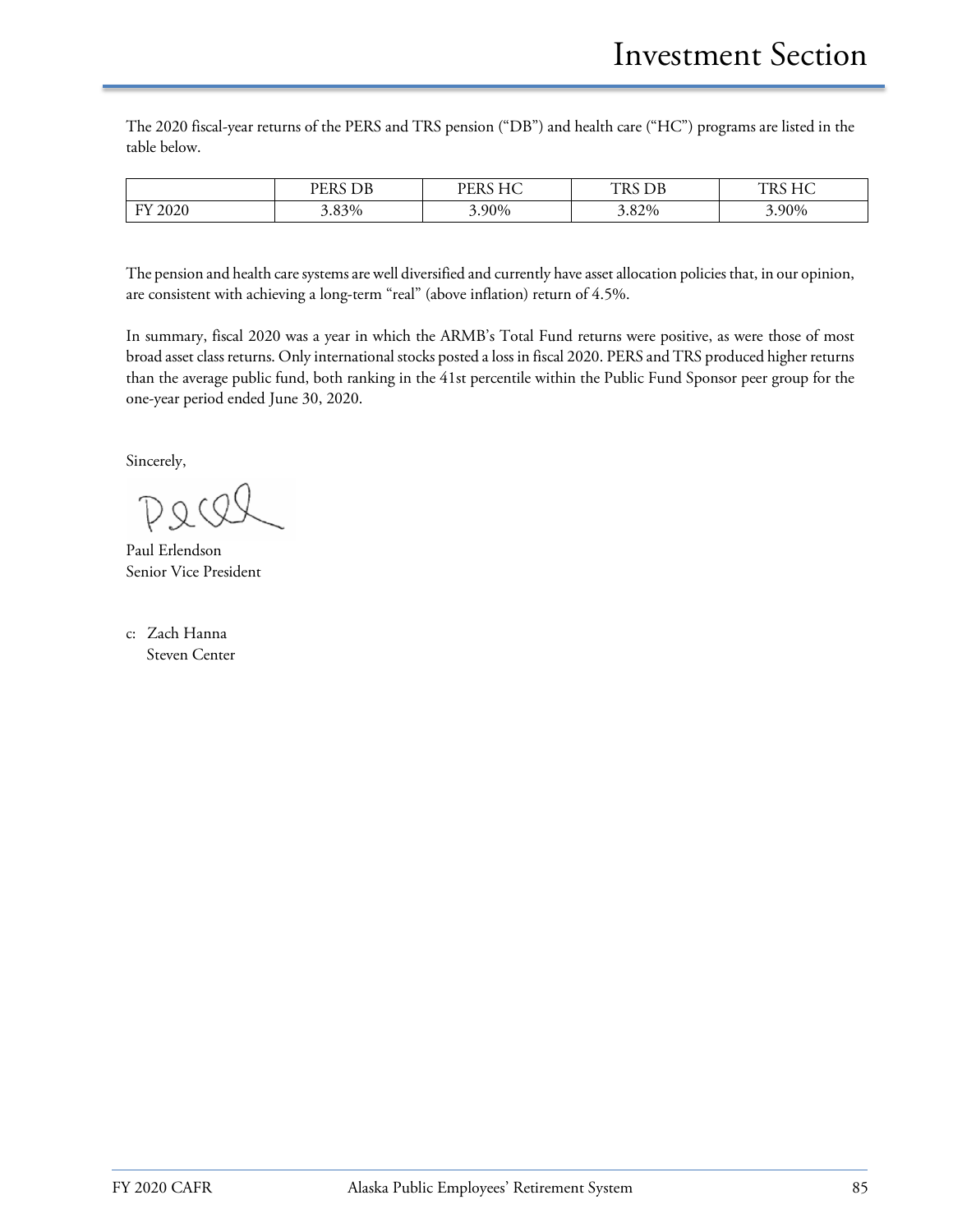The 2020 fiscal-year returns of the PERS and TRS pension ("DB") and health care ("HC") programs are listed in the table below.

| | PERS DB | PERS HC | TRS DB | TRS HC |
|---|---|---|---|---|
| FY 2020 | 3.83% | 3.90% | 3.82% | 3.90% |

The pension and health care systems are well diversified and currently have asset allocation policies that, in our opinion, are consistent with achieving a long-term "real" (above inflation) return of 4.5%.

In summary, fiscal 2020 was a year in which the ARMB's Total Fund returns were positive, as were those of most broad asset class returns. Only international stocks posted a loss in fiscal 2020. PERS and TRS produced higher returns than the average public fund, both ranking in the 41st percentile within the Public Fund Sponsor peer group for the one-year period ended June 30, 2020.

Sincerely,

Paul Erlendson
Senior Vice President

c: Zach Hanna
Steven Center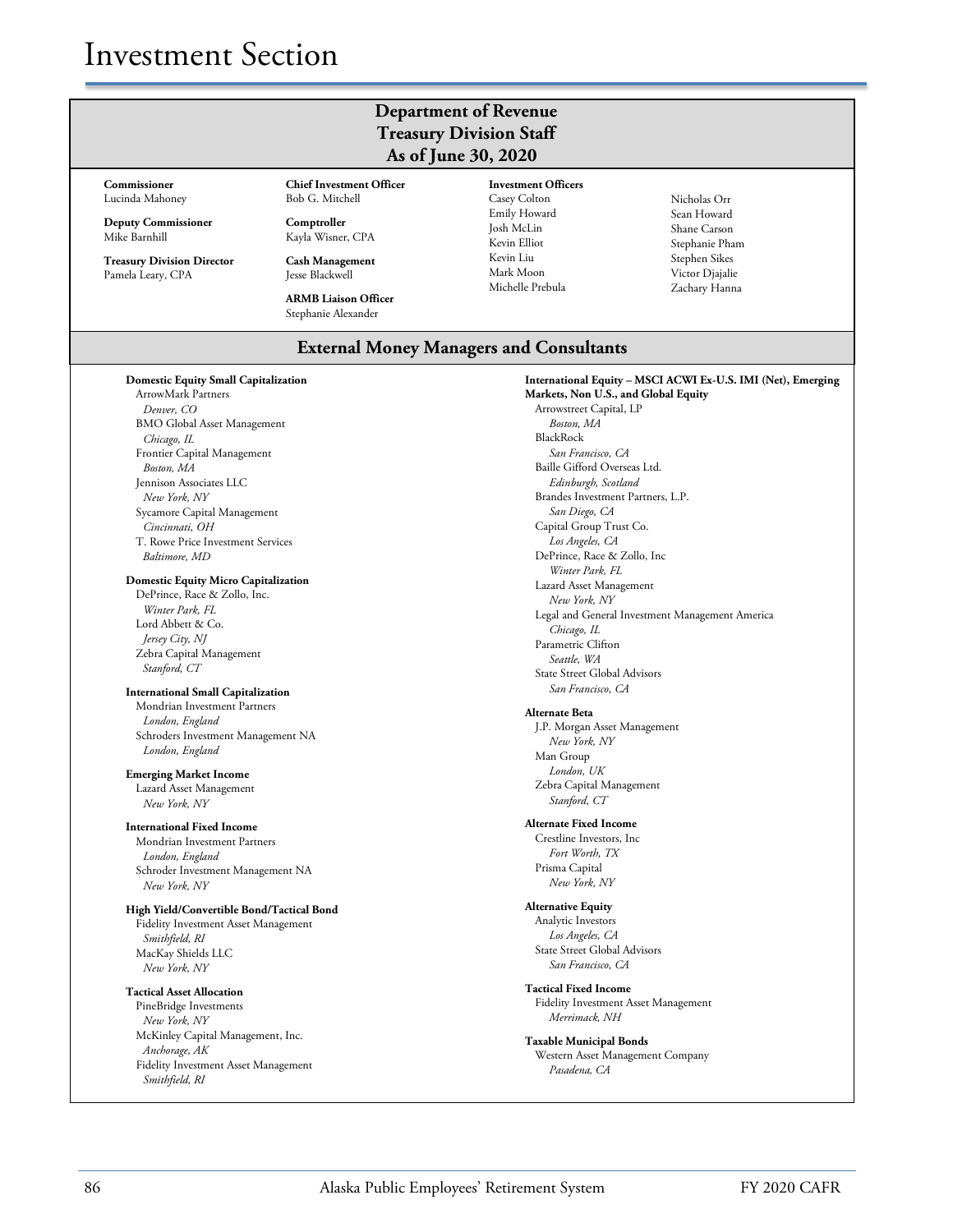# Investment Section

## Department of Revenue
## Treasury Division Staff
## As of June 30, 2020

**Commissioner**
Lucinda Mahoney

**Deputy Commissioner**
Mike Barnhill

**Treasury Division Director**
Pamela Leary, CPA

**Chief Investment Officer**
Bob G. Mitchell

**Comptroller**
Kayla Wisner, CPA

**Cash Management**
Jesse Blackwell

**ARMB Liaison Officer**
Stephanie Alexander

**Investment Officers**
Casey Colton
Emily Howard
Josh McLin
Kevin Elliot
Kevin Liu
Mark Moon
Michelle Prebula
Nicholas Orr
Sean Howard
Shane Carson
Stephanie Pham
Stephen Sikes
Victor Djajalie
Zachary Hanna

## External Money Managers and Consultants

**Domestic Equity Small Capitalization**
ArrowMark Partners
*Denver, CO*
BMO Global Asset Management
*Chicago, IL*
Frontier Capital Management
*Boston, MA*
Jennison Associates LLC
*New York, NY*
Sycamore Capital Management
*Cincinnati, OH*
T. Rowe Price Investment Services
*Baltimore, MD*

**Domestic Equity Micro Capitalization**
DePrince, Race & Zollo, Inc.
*Winter Park, FL*
Lord Abbett & Co.
*Jersey City, NJ*
Zebra Capital Management
*Stanford, CT*

**International Small Capitalization**
Mondrian Investment Partners
*London, England*
Schroders Investment Management NA
*London, England*

**Emerging Market Income**
Lazard Asset Management
*New York, NY*

**International Fixed Income**
Mondrian Investment Partners
*London, England*
Schroder Investment Management NA
*New York, NY*

**High Yield/Convertible Bond/Tactical Bond**
Fidelity Investment Asset Management
*Smithfield, RI*
MacKay Shields LLC
*New York, NY*

**Tactical Asset Allocation**
PineBridge Investments
*New York, NY*
McKinley Capital Management, Inc.
*Anchorage, AK*
Fidelity Investment Asset Management
*Smithfield, RI*

**International Equity – MSCI ACWI Ex-U.S. IMI (Net), Emerging Markets, Non U.S., and Global Equity**
Arrowstreet Capital, LP
*Boston, MA*
BlackRock
*San Francisco, CA*
Baille Gifford Overseas Ltd.
*Edinburgh, Scotland*
Brandes Investment Partners, L.P.
*San Diego, CA*
Capital Group Trust Co.
*Los Angeles, CA*
DePrince, Race & Zollo, Inc
*Winter Park, FL*
Lazard Asset Management
*New York, NY*
Legal and General Investment Management America
*Chicago, IL*
Parametric Clifton
*Seattle, WA*
State Street Global Advisors
*San Francisco, CA*

**Alternate Beta**
J.P. Morgan Asset Management
*New York, NY*
Man Group
*London, UK*
Zebra Capital Management
*Stanford, CT*

**Alternate Fixed Income**
Crestline Investors, Inc
*Fort Worth, TX*
Prisma Capital
*New York, NY*

**Alternative Equity**
Analytic Investors
*Los Angeles, CA*
State Street Global Advisors
*San Francisco, CA*

**Tactical Fixed Income**
Fidelity Investment Asset Management
*Merrimack, NH*

**Taxable Municipal Bonds**
Western Asset Management Company
*Pasadena, CA*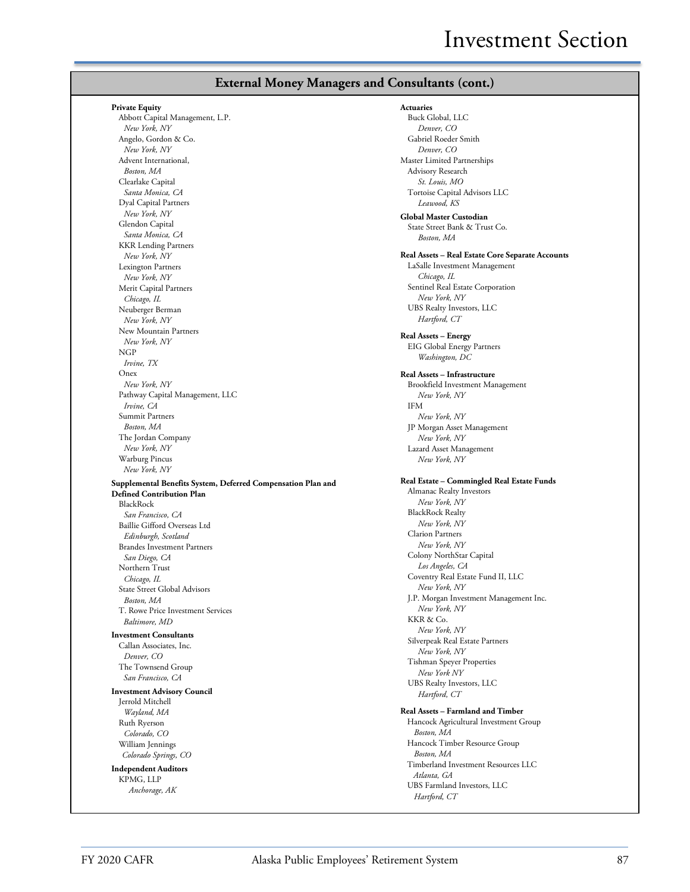## External Money Managers and Consultants (cont.)

**Private Equity**

Abbott Capital Management, L.P.
*New York, NY*
Angelo, Gordon & Co.
*New York, NY*
Advent International,
*Boston, MA*
Clearlake Capital
*Santa Monica, CA*
Dyal Capital Partners
*New York, NY*
Glendon Capital
*Santa Monica, CA*
KKR Lending Partners
*New York, NY*
Lexington Partners
*New York, NY*
Merit Capital Partners
*Chicago, IL*
Neuberger Berman
*New York, NY*
New Mountain Partners
*New York, NY*
NGP
*Irvine, TX*
Onex
*New York, NY*
Pathway Capital Management, LLC
*Irvine, CA*
Summit Partners
*Boston, MA*
The Jordan Company
*New York, NY*
Warburg Pincus
*New York, NY*

**Supplemental Benefits System, Deferred Compensation Plan and Defined Contribution Plan**

BlackRock
*San Francisco, CA*
Baillie Gifford Overseas Ltd
*Edinburgh, Scotland*
Brandes Investment Partners
*San Diego, CA*
Northern Trust
*Chicago, IL*
State Street Global Advisors
*Boston, MA*
T. Rowe Price Investment Services
*Baltimore, MD*

**Investment Consultants**

Callan Associates, Inc.
*Denver, CO*
The Townsend Group
*San Francisco, CA*

**Investment Advisory Council**

Jerrold Mitchell
*Wayland, MA*
Ruth Ryerson
*Colorado, CO*
William Jennings
*Colorado Springs, CO*

**Independent Auditors**

KPMG, LLP
*Anchorage, AK*

**Actuaries**

Buck Global, LLC
*Denver, CO*
Gabriel Roeder Smith
*Denver, CO*

Master Limited Partnerships

Advisory Research
*St. Louis, MO*
Tortoise Capital Advisors LLC
*Leawood, KS*

**Global Master Custodian**

State Street Bank & Trust Co.
*Boston, MA*

**Real Assets – Real Estate Core Separate Accounts**

LaSalle Investment Management
*Chicago, IL*
Sentinel Real Estate Corporation
*New York, NY*
UBS Realty Investors, LLC
*Hartford, CT*

**Real Assets – Energy**

EIG Global Energy Partners
*Washington, DC*

**Real Assets – Infrastructure**

Brookfield Investment Management
*New York, NY*
IFM
*New York, NY*
JP Morgan Asset Management
*New York, NY*
Lazard Asset Management
*New York, NY*

**Real Estate – Commingled Real Estate Funds**

Almanac Realty Investors
*New York, NY*
BlackRock Realty
*New York, NY*
Clarion Partners
*New York, NY*
Colony NorthStar Capital
*Los Angeles, CA*
Coventry Real Estate Fund II, LLC
*New York, NY*
J.P. Morgan Investment Management Inc.
*New York, NY*
KKR & Co.
*New York, NY*
Silverpeak Real Estate Partners
*New York, NY*
Tishman Speyer Properties
*New York NY*
UBS Realty Investors, LLC
*Hartford, CT*

**Real Assets – Farmland and Timber**

Hancock Agricultural Investment Group
*Boston, MA*
Hancock Timber Resource Group
*Boston, MA*
Timberland Investment Resources LLC
*Atlanta, GA*
UBS Farmland Investors, LLC
*Hartford, CT*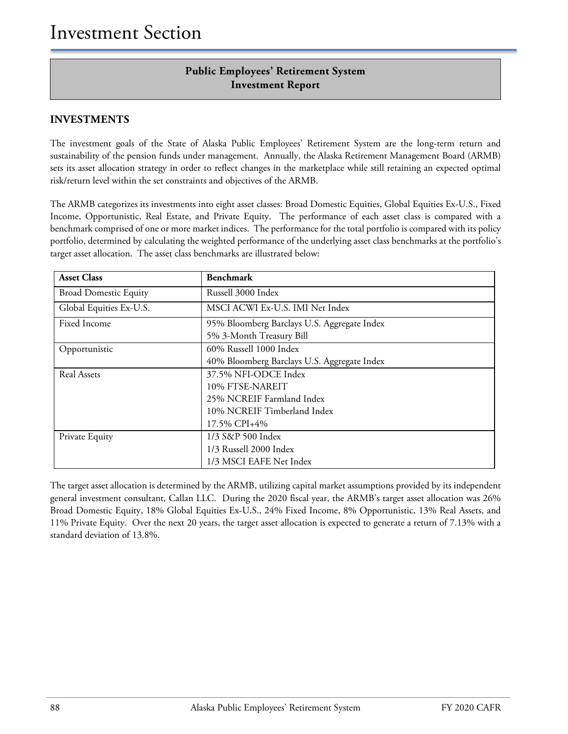# Investment Section

## Public Employees' Retirement System
## Investment Report

### INVESTMENTS

The investment goals of the State of Alaska Public Employees' Retirement System are the long-term return and sustainability of the pension funds under management. Annually, the Alaska Retirement Management Board (ARMB) sets its asset allocation strategy in order to reflect changes in the marketplace while still retaining an expected optimal risk/return level within the set constraints and objectives of the ARMB.

The ARMB categorizes its investments into eight asset classes: Broad Domestic Equities, Global Equities Ex-U.S., Fixed Income, Opportunistic, Real Estate, and Private Equity. The performance of each asset class is compared with a benchmark comprised of one or more market indices. The performance for the total portfolio is compared with its policy portfolio, determined by calculating the weighted performance of the underlying asset class benchmarks at the portfolio's target asset allocation. The asset class benchmarks are illustrated below:

| Asset Class | Benchmark |
|---|---|
| Broad Domestic Equity | Russell 3000 Index |
| Global Equities Ex-U.S. | MSCI ACWI Ex-U.S. IMI Net Index |
| Fixed Income | 95% Bloomberg Barclays U.S. Aggregate Index<br>5% 3-Month Treasury Bill |
| Opportunistic | 60% Russell 1000 Index<br>40% Bloomberg Barclays U.S. Aggregate Index |
| Real Assets | 37.5% NFI-ODCE Index<br>10% FTSE-NAREIT<br>25% NCREIF Farmland Index<br>10% NCREIF Timberland Index<br>17.5% CPI+4% |
| Private Equity | 1/3 S&P 500 Index<br>1/3 Russell 2000 Index<br>1/3 MSCI EAFE Net Index |

The target asset allocation is determined by the ARMB, utilizing capital market assumptions provided by its independent general investment consultant, Callan LLC. During the 2020 fiscal year, the ARMB's target asset allocation was 26% Broad Domestic Equity, 18% Global Equities Ex-U.S., 24% Fixed Income, 8% Opportunistic, 13% Real Assets, and 11% Private Equity. Over the next 20 years, the target asset allocation is expected to generate a return of 7.13% with a standard deviation of 13.8%.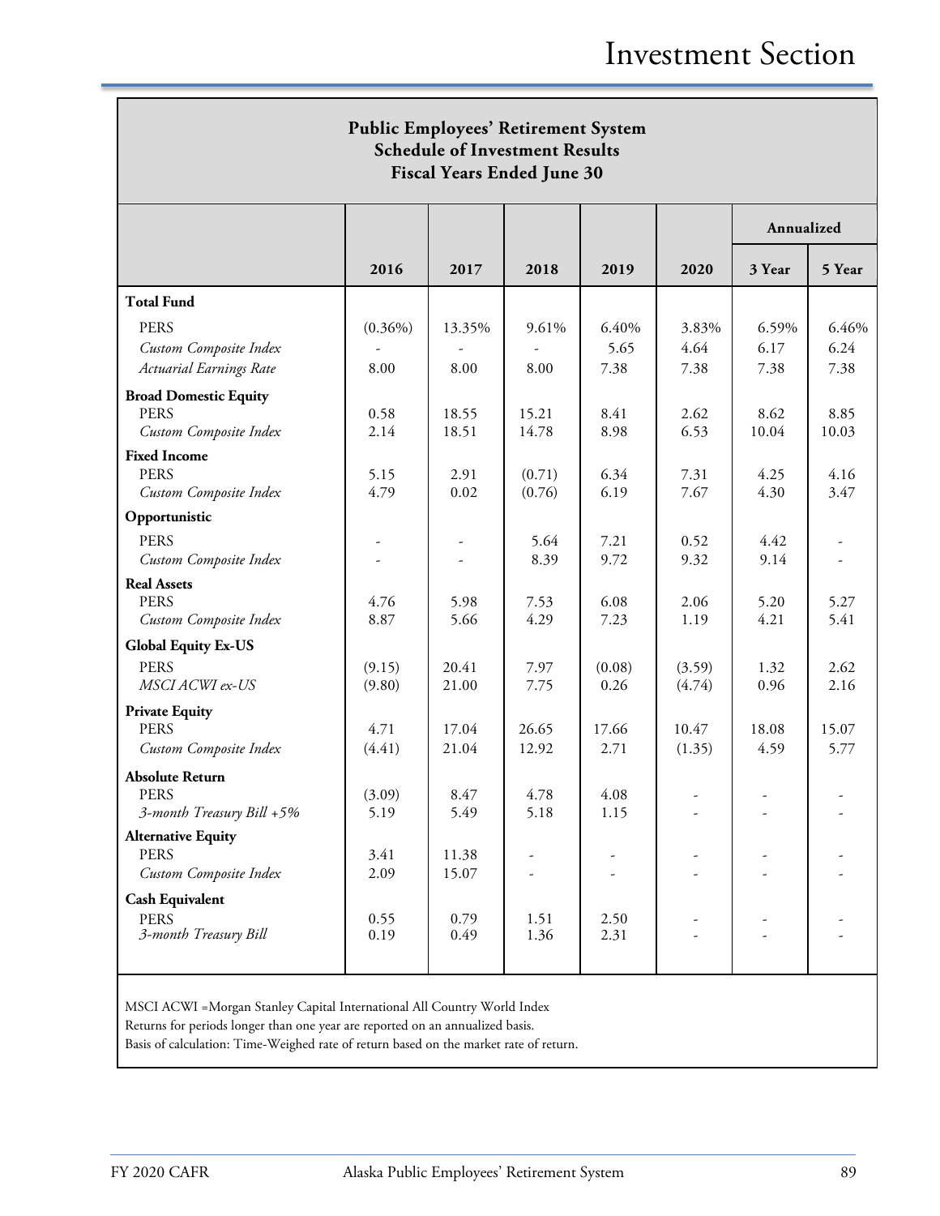## Public Employees' Retirement System
## Schedule of Investment Results
## Fiscal Years Ended June 30

| | 2016 | 2017 | 2018 | 2019 | 2020 | Annualized 3 Year | Annualized 5 Year |
|---|---|---|---|---|---|---|---|
| **Total Fund** | | | | | | | |
| PERS | (0.36%) | 13.35% | 9.61% | 6.40% | 3.83% | 6.59% | 6.46% |
| *Custom Composite Index* | - | - | - | 5.65 | 4.64 | 6.17 | 6.24 |
| *Actuarial Earnings Rate* | 8.00 | 8.00 | 8.00 | 7.38 | 7.38 | 7.38 | 7.38 |
| **Broad Domestic Equity** | | | | | | | |
| PERS | 0.58 | 18.55 | 15.21 | 8.41 | 2.62 | 8.62 | 8.85 |
| *Custom Composite Index* | 2.14 | 18.51 | 14.78 | 8.98 | 6.53 | 10.04 | 10.03 |
| **Fixed Income** | | | | | | | |
| PERS | 5.15 | 2.91 | (0.71) | 6.34 | 7.31 | 4.25 | 4.16 |
| *Custom Composite Index* | 4.79 | 0.02 | (0.76) | 6.19 | 7.67 | 4.30 | 3.47 |
| **Opportunistic** | | | | | | | |
| PERS | - | - | 5.64 | 7.21 | 0.52 | 4.42 | - |
| *Custom Composite Index* | - | - | 8.39 | 9.72 | 9.32 | 9.14 | - |
| **Real Assets** | | | | | | | |
| PERS | 4.76 | 5.98 | 7.53 | 6.08 | 2.06 | 5.20 | 5.27 |
| *Custom Composite Index* | 8.87 | 5.66 | 4.29 | 7.23 | 1.19 | 4.21 | 5.41 |
| **Global Equity Ex-US** | | | | | | | |
| PERS | (9.15) | 20.41 | 7.97 | (0.08) | (3.59) | 1.32 | 2.62 |
| *MSCI ACWI ex-US* | (9.80) | 21.00 | 7.75 | 0.26 | (4.74) | 0.96 | 2.16 |
| **Private Equity** | | | | | | | |
| PERS | 4.71 | 17.04 | 26.65 | 17.66 | 10.47 | 18.08 | 15.07 |
| *Custom Composite Index* | (4.41) | 21.04 | 12.92 | 2.71 | (1.35) | 4.59 | 5.77 |
| **Absolute Return** | | | | | | | |
| PERS | (3.09) | 8.47 | 4.78 | 4.08 | - | - | - |
| *3-month Treasury Bill +5%* | 5.19 | 5.49 | 5.18 | 1.15 | - | - | - |
| **Alternative Equity** | | | | | | | |
| PERS | 3.41 | 11.38 | - | - | - | - | - |
| *Custom Composite Index* | 2.09 | 15.07 | - | - | - | - | - |
| **Cash Equivalent** | | | | | | | |
| PERS | 0.55 | 0.79 | 1.51 | 2.50 | - | - | - |
| *3-month Treasury Bill* | 0.19 | 0.49 | 1.36 | 2.31 | - | - | - |

MSCI ACWI =Morgan Stanley Capital International All Country World Index
Returns for periods longer than one year are reported on an annualized basis.
Basis of calculation: Time-Weighed rate of return based on the market rate of return.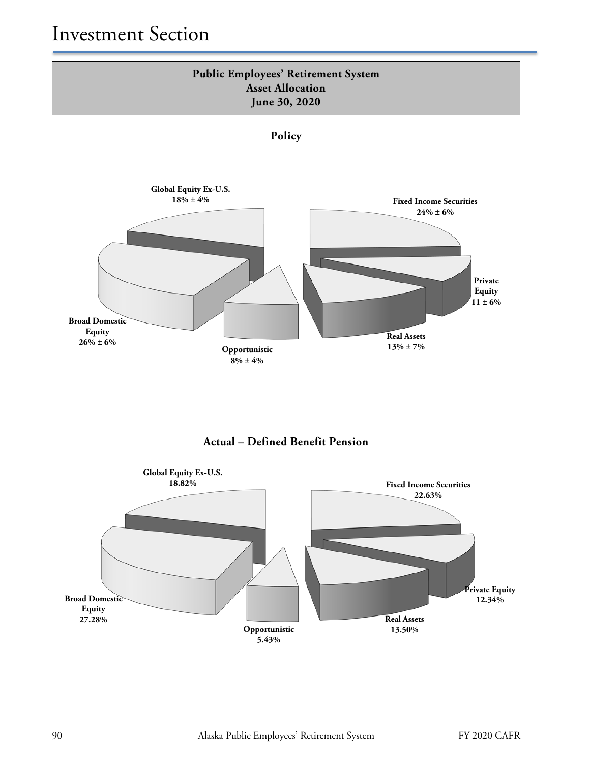# Investment Section

**Public Employees' Retirement System**
**Asset Allocation**
**June 30, 2020**

**Policy**

Global Equity Ex-U.S.
18% ± 4%

Fixed Income Securities
24% ± 6%

Private Equity
11 ± 6%

Real Assets
13% ± 7%

Opportunistic
8% ± 4%

Broad Domestic Equity
26% ± 6%

**Actual – Defined Benefit Pension**

Global Equity Ex-U.S.
18.82%

Fixed Income Securities
22.63%

Private Equity
12.34%

Real Assets
13.50%

Opportunistic
5.43%

Broad Domestic Equity
27.28%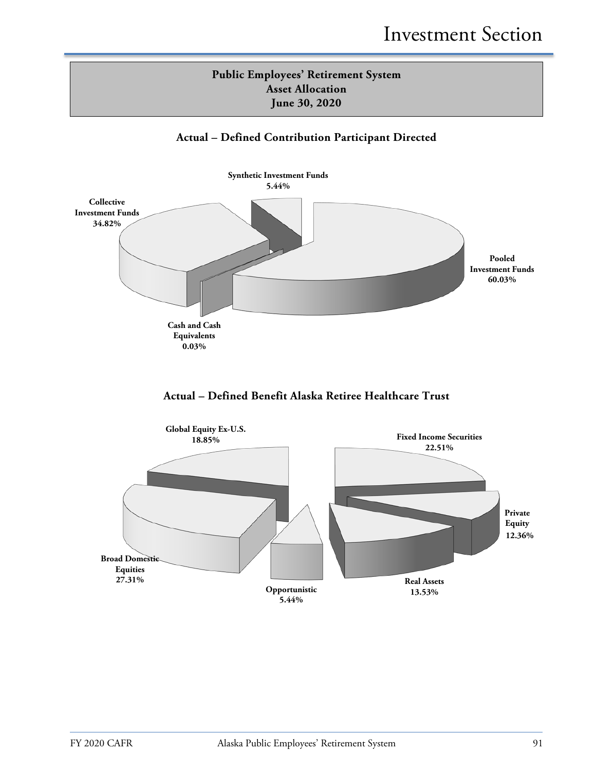# Investment Section

## Public Employees' Retirement System
## Asset Allocation
## June 30, 2020

### Actual – Defined Contribution Participant Directed

Synthetic Investment Funds
5.44%

Collective Investment Funds
34.82%

Pooled Investment Funds
60.03%

Cash and Cash Equivalents
0.03%

### Actual – Defined Benefit Alaska Retiree Healthcare Trust

Global Equity Ex-U.S.
18.85%

Fixed Income Securities
22.51%

Private Equity
12.36%

Broad Domestic Equities
27.31%

Opportunistic
5.44%

Real Assets
13.53%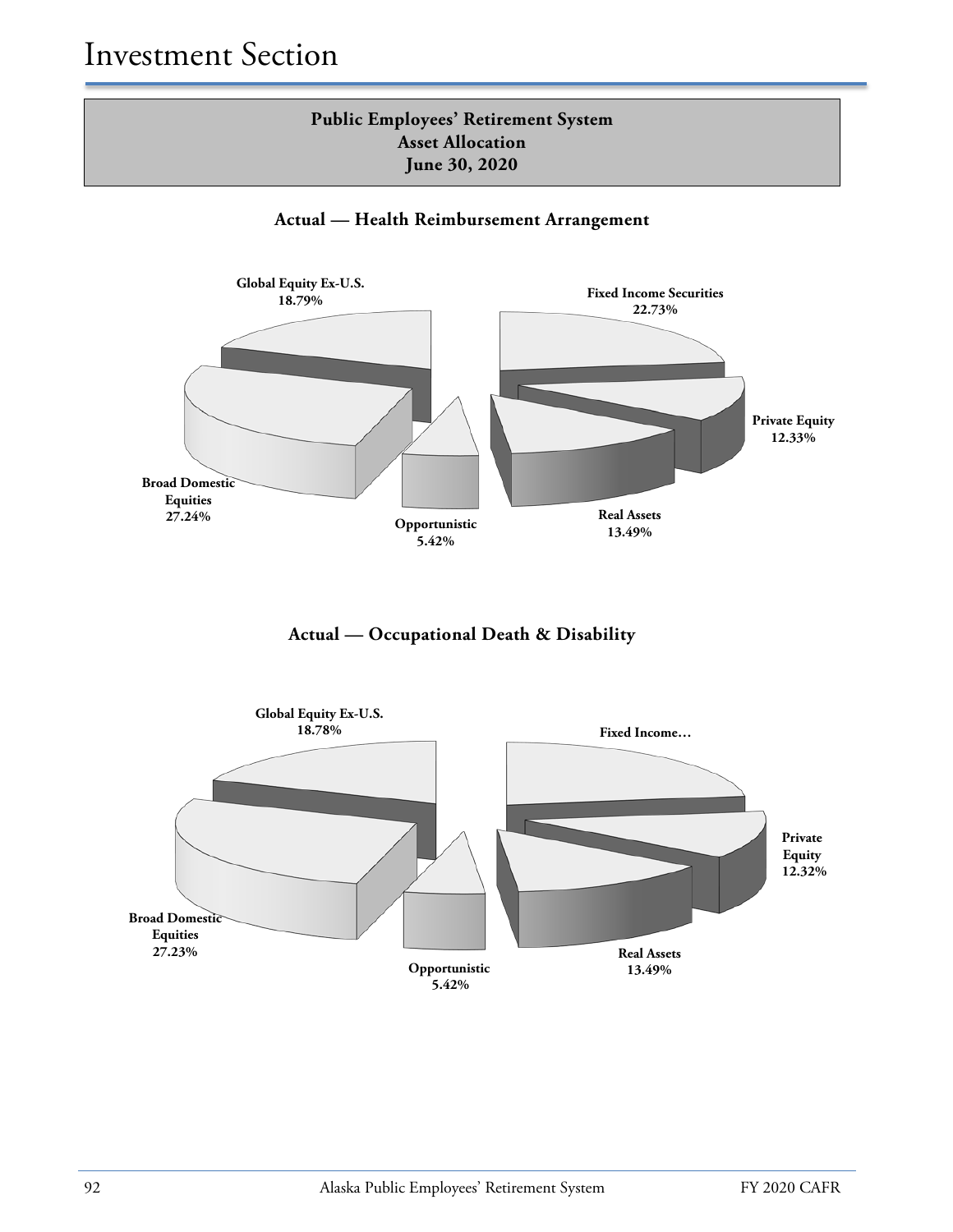# Investment Section

**Public Employees' Retirement System**
**Asset Allocation**
**June 30, 2020**

### Actual — Health Reimbursement Arrangement

Global Equity Ex-U.S.
18.79%

Fixed Income Securities
22.73%

Private Equity
12.33%

Real Assets
13.49%

Opportunistic
5.42%

Broad Domestic Equities
27.24%

### Actual — Occupational Death & Disability

Global Equity Ex-U.S.
18.78%

Fixed Income…

Private Equity
12.32%

Real Assets
13.49%

Opportunistic
5.42%

Broad Domestic Equities
27.23%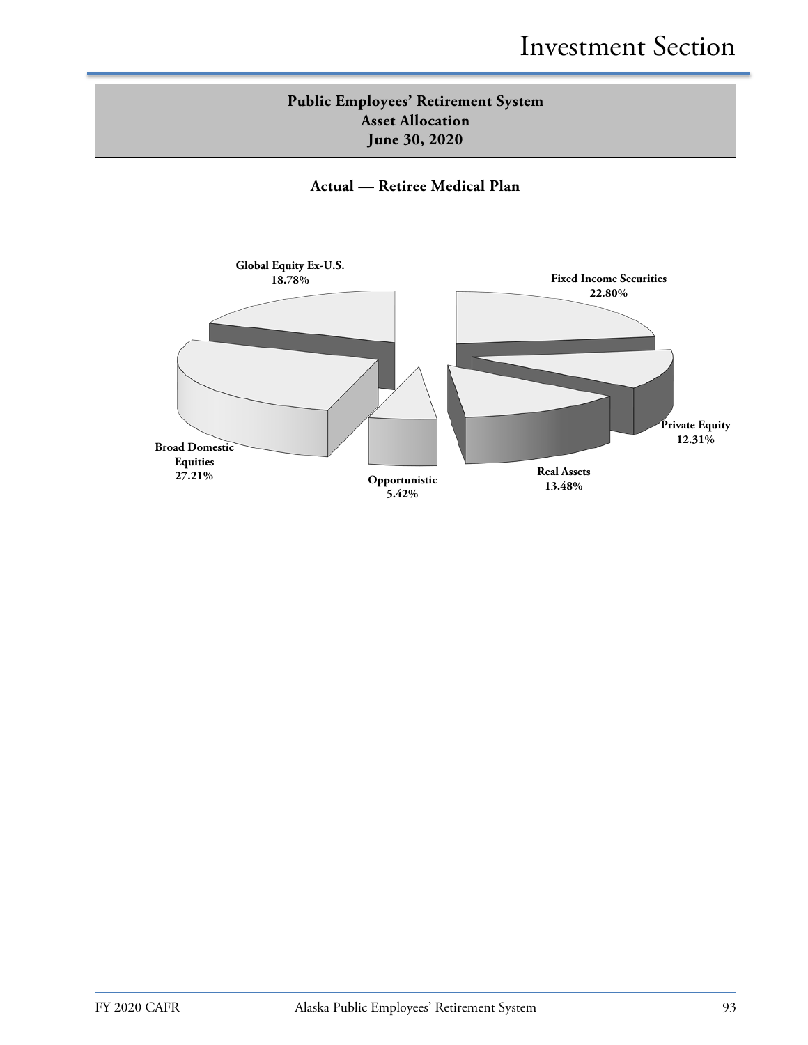## Public Employees' Retirement System
## Asset Allocation
## June 30, 2020

### Actual — Retiree Medical Plan

Global Equity Ex-U.S.
18.78%

Fixed Income Securities
22.80%

Private Equity
12.31%

Real Assets
13.48%

Opportunistic
5.42%

Broad Domestic Equities
27.21%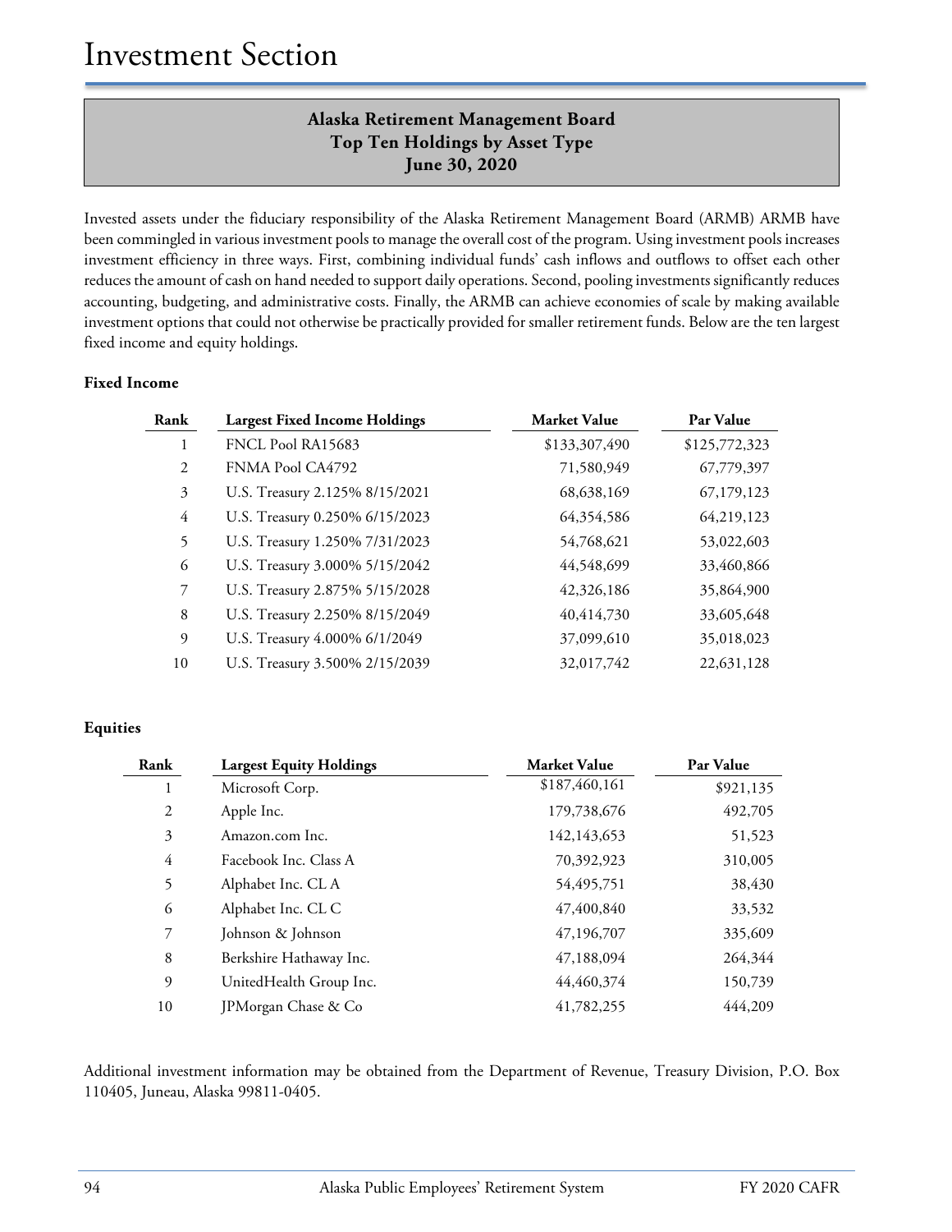# Investment Section

## Alaska Retirement Management Board
## Top Ten Holdings by Asset Type
## June 30, 2020

Invested assets under the fiduciary responsibility of the Alaska Retirement Management Board (ARMB) ARMB have been commingled in various investment pools to manage the overall cost of the program. Using investment pools increases investment efficiency in three ways. First, combining individual funds' cash inflows and outflows to offset each other reduces the amount of cash on hand needed to support daily operations. Second, pooling investments significantly reduces accounting, budgeting, and administrative costs. Finally, the ARMB can achieve economies of scale by making available investment options that could not otherwise be practically provided for smaller retirement funds. Below are the ten largest fixed income and equity holdings.

**Fixed Income**

| Rank | Largest Fixed Income Holdings | Market Value | Par Value |
|---|---|---|---|
| 1 | FNCL Pool RA15683 | $133,307,490 | $125,772,323 |
| 2 | FNMA Pool CA4792 | 71,580,949 | 67,779,397 |
| 3 | U.S. Treasury 2.125% 8/15/2021 | 68,638,169 | 67,179,123 |
| 4 | U.S. Treasury 0.250% 6/15/2023 | 64,354,586 | 64,219,123 |
| 5 | U.S. Treasury 1.250% 7/31/2023 | 54,768,621 | 53,022,603 |
| 6 | U.S. Treasury 3.000% 5/15/2042 | 44,548,699 | 33,460,866 |
| 7 | U.S. Treasury 2.875% 5/15/2028 | 42,326,186 | 35,864,900 |
| 8 | U.S. Treasury 2.250% 8/15/2049 | 40,414,730 | 33,605,648 |
| 9 | U.S. Treasury 4.000% 6/1/2049 | 37,099,610 | 35,018,023 |
| 10 | U.S. Treasury 3.500% 2/15/2039 | 32,017,742 | 22,631,128 |

**Equities**

| Rank | Largest Equity Holdings | Market Value | Par Value |
|---|---|---|---|
| 1 | Microsoft Corp. | $187,460,161 | $921,135 |
| 2 | Apple Inc. | 179,738,676 | 492,705 |
| 3 | Amazon.com Inc. | 142,143,653 | 51,523 |
| 4 | Facebook Inc. Class A | 70,392,923 | 310,005 |
| 5 | Alphabet Inc. CL A | 54,495,751 | 38,430 |
| 6 | Alphabet Inc. CL C | 47,400,840 | 33,532 |
| 7 | Johnson & Johnson | 47,196,707 | 335,609 |
| 8 | Berkshire Hathaway Inc. | 47,188,094 | 264,344 |
| 9 | UnitedHealth Group Inc. | 44,460,374 | 150,739 |
| 10 | JPMorgan Chase & Co | 41,782,255 | 444,209 |

Additional investment information may be obtained from the Department of Revenue, Treasury Division, P.O. Box 110405, Juneau, Alaska 99811-0405.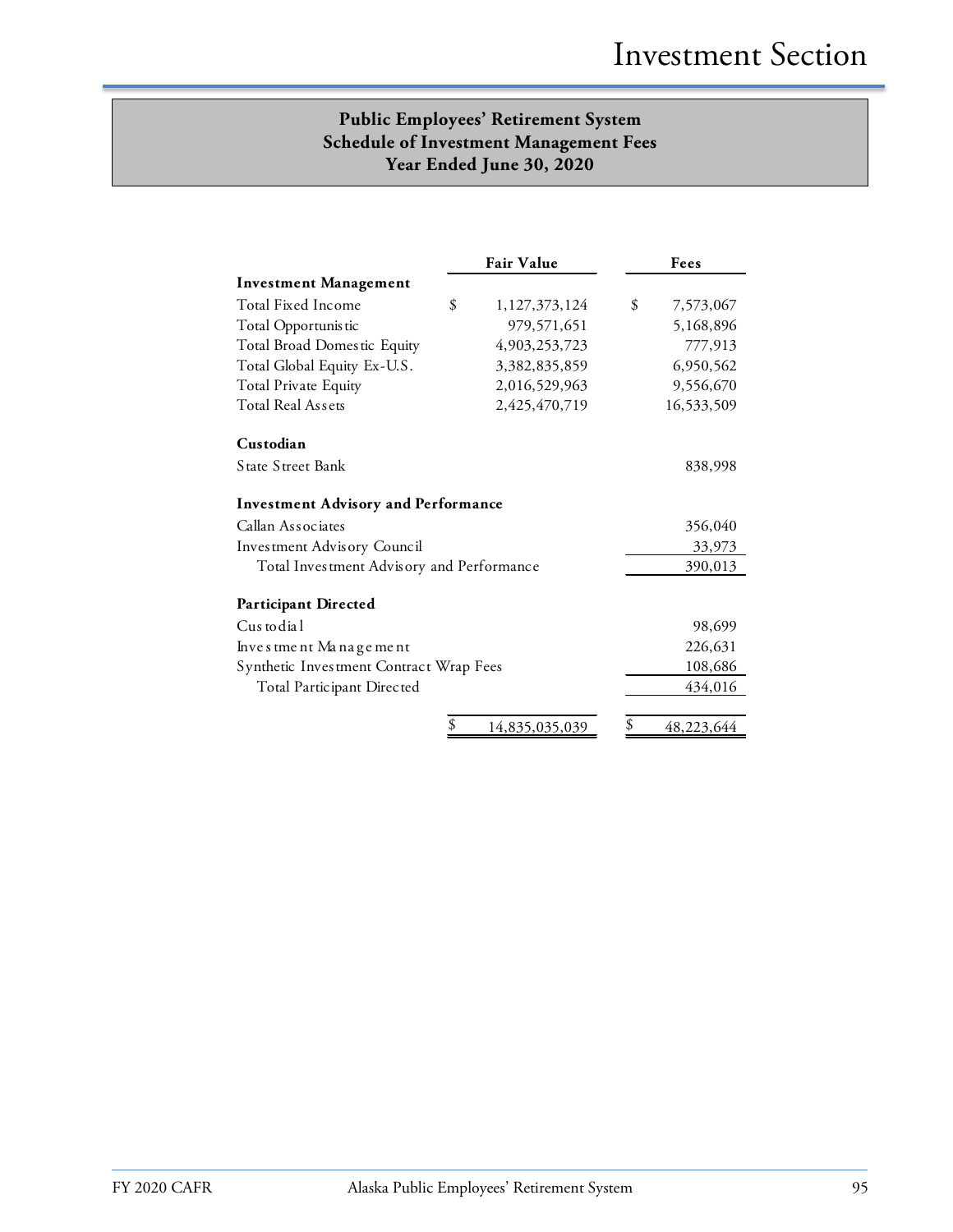# Public Employees' Retirement System
## Schedule of Investment Management Fees
### Year Ended June 30, 2020

| | Fair Value | Fees |
|---|---|---|
| **Investment Management** | | |
| Total Fixed Income | $ 1,127,373,124 | $ 7,573,067 |
| Total Opportunistic | 979,571,651 | 5,168,896 |
| Total Broad Domestic Equity | 4,903,253,723 | 777,913 |
| Total Global Equity Ex-U.S. | 3,382,835,859 | 6,950,562 |
| Total Private Equity | 2,016,529,963 | 9,556,670 |
| Total Real Assets | 2,425,470,719 | 16,533,509 |
| **Custodian** | | |
| State Street Bank | | 838,998 |
| **Investment Advisory and Performance** | | |
| Callan Associates | | 356,040 |
| Investment Advisory Council | | 33,973 |
| Total Investment Advisory and Performance | | 390,013 |
| **Participant Directed** | | |
| Custodial | | 98,699 |
| Investment Management | | 226,631 |
| Synthetic Investment Contract Wrap Fees | | 108,686 |
| Total Participant Directed | | 434,016 |
| | $ 14,835,035,039 | $ 48,223,644 |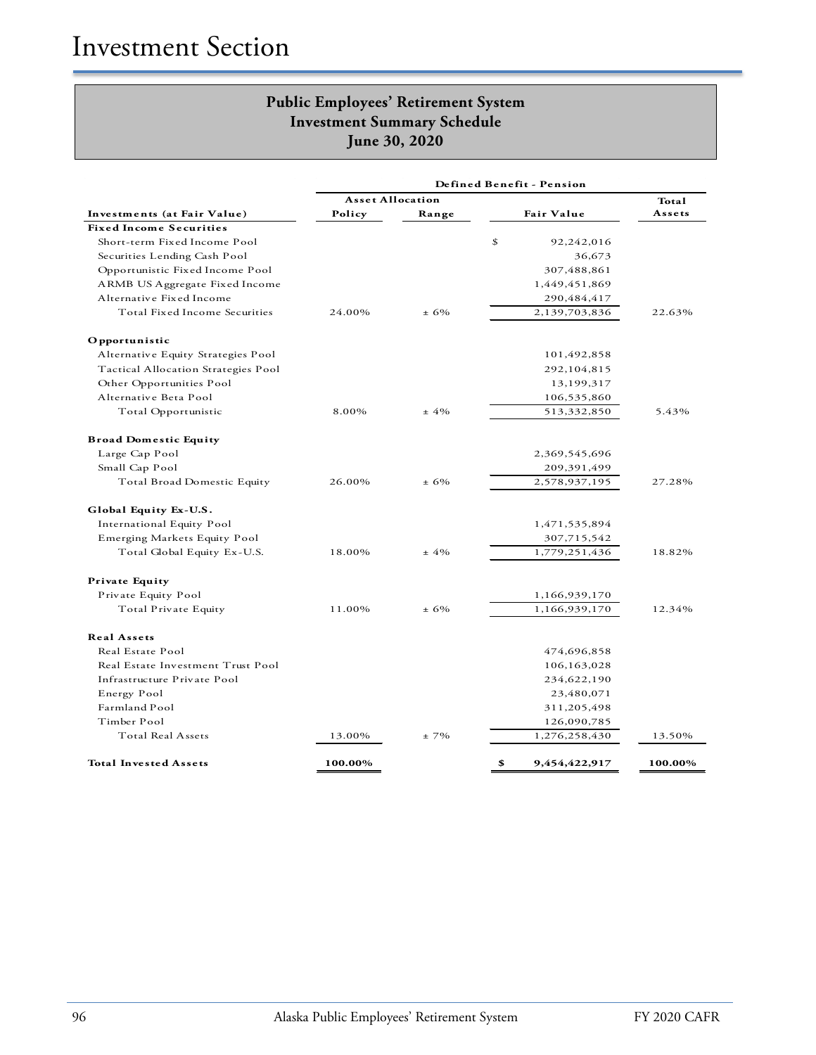# Investment Section

## Public Employees' Retirement System
## Investment Summary Schedule
## June 30, 2020

| | Defined Benefit - Pension | | | |
|---|---|---|---|---|
| | Asset Allocation | | | Total |
| Investments (at Fair Value) | Policy | Range | Fair Value | Assets |
| **Fixed Income Securities** | | | | |
| Short-term Fixed Income Pool | | | $ 92,242,016 | |
| Securities Lending Cash Pool | | | 36,673 | |
| Opportunistic Fixed Income Pool | | | 307,488,861 | |
| ARMB US Aggregate Fixed Income | | | 1,449,451,869 | |
| Alternative Fixed Income | | | 290,484,417 | |
| Total Fixed Income Securities | 24.00% | ± 6% | 2,139,703,836 | 22.63% |
| **Opportunistic** | | | | |
| Alternative Equity Strategies Pool | | | 101,492,858 | |
| Tactical Allocation Strategies Pool | | | 292,104,815 | |
| Other Opportunities Pool | | | 13,199,317 | |
| Alternative Beta Pool | | | 106,535,860 | |
| Total Opportunistic | 8.00% | ± 4% | 513,332,850 | 5.43% |
| **Broad Domestic Equity** | | | | |
| Large Cap Pool | | | 2,369,545,696 | |
| Small Cap Pool | | | 209,391,499 | |
| Total Broad Domestic Equity | 26.00% | ± 6% | 2,578,937,195 | 27.28% |
| **Global Equity Ex-U.S.** | | | | |
| International Equity Pool | | | 1,471,535,894 | |
| Emerging Markets Equity Pool | | | 307,715,542 | |
| Total Global Equity Ex-U.S. | 18.00% | ± 4% | 1,779,251,436 | 18.82% |
| **Private Equity** | | | | |
| Private Equity Pool | | | 1,166,939,170 | |
| Total Private Equity | 11.00% | ± 6% | 1,166,939,170 | 12.34% |
| **Real Assets** | | | | |
| Real Estate Pool | | | 474,696,858 | |
| Real Estate Investment Trust Pool | | | 106,163,028 | |
| Infrastructure Private Pool | | | 234,622,190 | |
| Energy Pool | | | 23,480,071 | |
| Farmland Pool | | | 311,205,498 | |
| Timber Pool | | | 126,090,785 | |
| Total Real Assets | 13.00% | ± 7% | 1,276,258,430 | 13.50% |
| **Total Invested Assets** | **100.00%** | | **$ 9,454,422,917** | **100.00%** |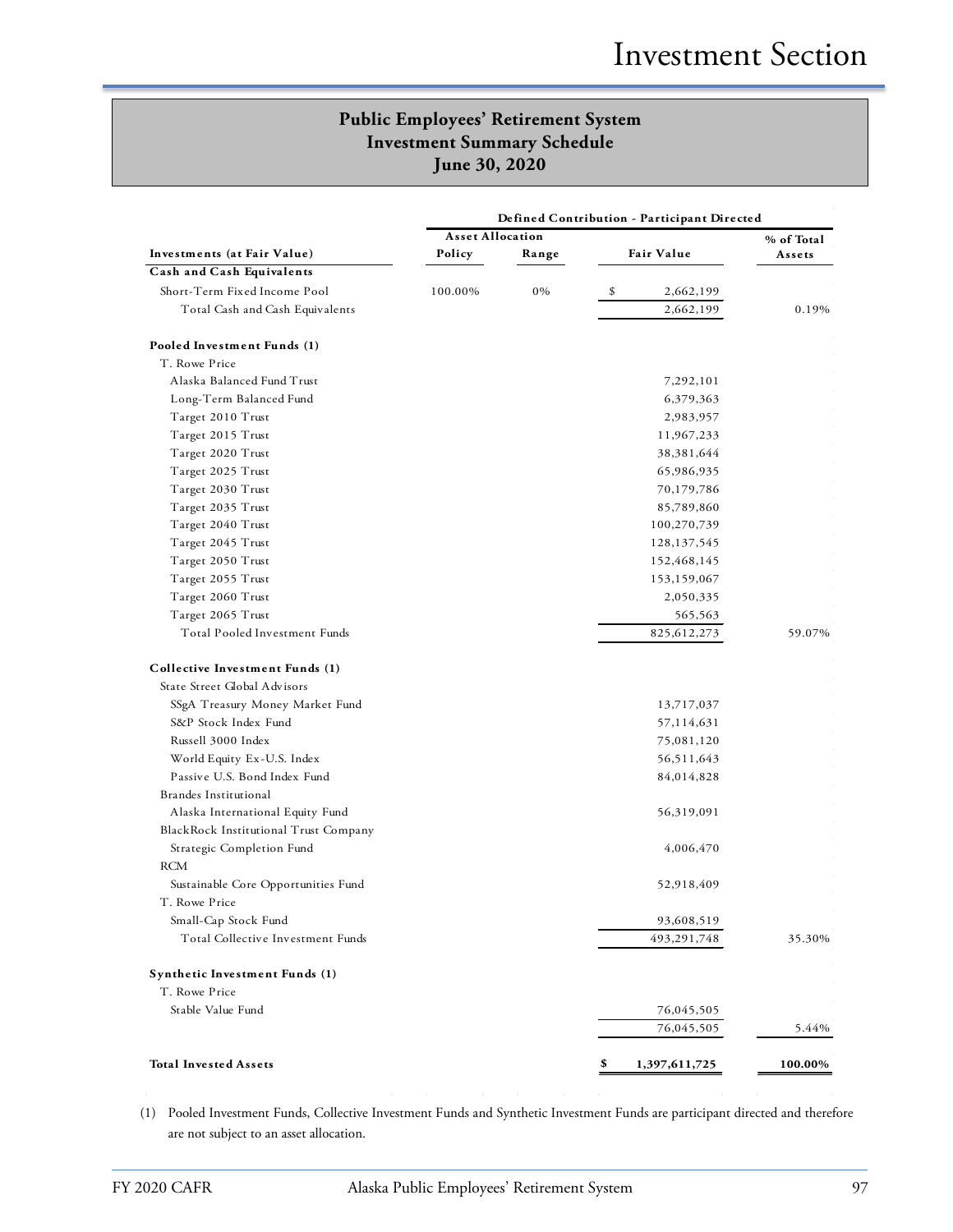# Investment Section

## Public Employees' Retirement System
## Investment Summary Schedule
## June 30, 2020

| | Defined Contribution - Participant Directed | | | |
|---|---|---|---|---|
| | Asset Allocation | | | % of Total |
| **Investments (at Fair Value)** | **Policy** | **Range** | **Fair Value** | **Assets** |
| **Cash and Cash Equivalents** | | | | |
| Short-Term Fixed Income Pool | 100.00% | 0% | $ 2,662,199 | |
| Total Cash and Cash Equivalents | | | 2,662,199 | 0.19% |
| | | | | |
| **Pooled Investment Funds (1)** | | | | |
| T. Rowe Price | | | | |
| Alaska Balanced Fund Trust | | | 7,292,101 | |
| Long-Term Balanced Fund | | | 6,379,363 | |
| Target 2010 Trust | | | 2,983,957 | |
| Target 2015 Trust | | | 11,967,233 | |
| Target 2020 Trust | | | 38,381,644 | |
| Target 2025 Trust | | | 65,986,935 | |
| Target 2030 Trust | | | 70,179,786 | |
| Target 2035 Trust | | | 85,789,860 | |
| Target 2040 Trust | | | 100,270,739 | |
| Target 2045 Trust | | | 128,137,545 | |
| Target 2050 Trust | | | 152,468,145 | |
| Target 2055 Trust | | | 153,159,067 | |
| Target 2060 Trust | | | 2,050,335 | |
| Target 2065 Trust | | | 565,563 | |
| Total Pooled Investment Funds | | | 825,612,273 | 59.07% |
| | | | | |
| **Collective Investment Funds (1)** | | | | |
| State Street Global Advisors | | | | |
| SSgA Treasury Money Market Fund | | | 13,717,037 | |
| S&P Stock Index Fund | | | 57,114,631 | |
| Russell 3000 Index | | | 75,081,120 | |
| World Equity Ex-U.S. Index | | | 56,511,643 | |
| Passive U.S. Bond Index Fund | | | 84,014,828 | |
| Brandes Institutional | | | | |
| Alaska International Equity Fund | | | 56,319,091 | |
| BlackRock Institutional Trust Company | | | | |
| Strategic Completion Fund | | | 4,006,470 | |
| RCM | | | | |
| Sustainable Core Opportunities Fund | | | 52,918,409 | |
| T. Rowe Price | | | | |
| Small-Cap Stock Fund | | | 93,608,519 | |
| Total Collective Investment Funds | | | 493,291,748 | 35.30% |
| | | | | |
| **Synthetic Investment Funds (1)** | | | | |
| T. Rowe Price | | | | |
| Stable Value Fund | | | 76,045,505 | |
| | | | 76,045,505 | 5.44% |
| | | | | |
| **Total Invested Assets** | | | **$ 1,397,611,725** | **100.00%** |

(1) Pooled Investment Funds, Collective Investment Funds and Synthetic Investment Funds are participant directed and therefore are not subject to an asset allocation.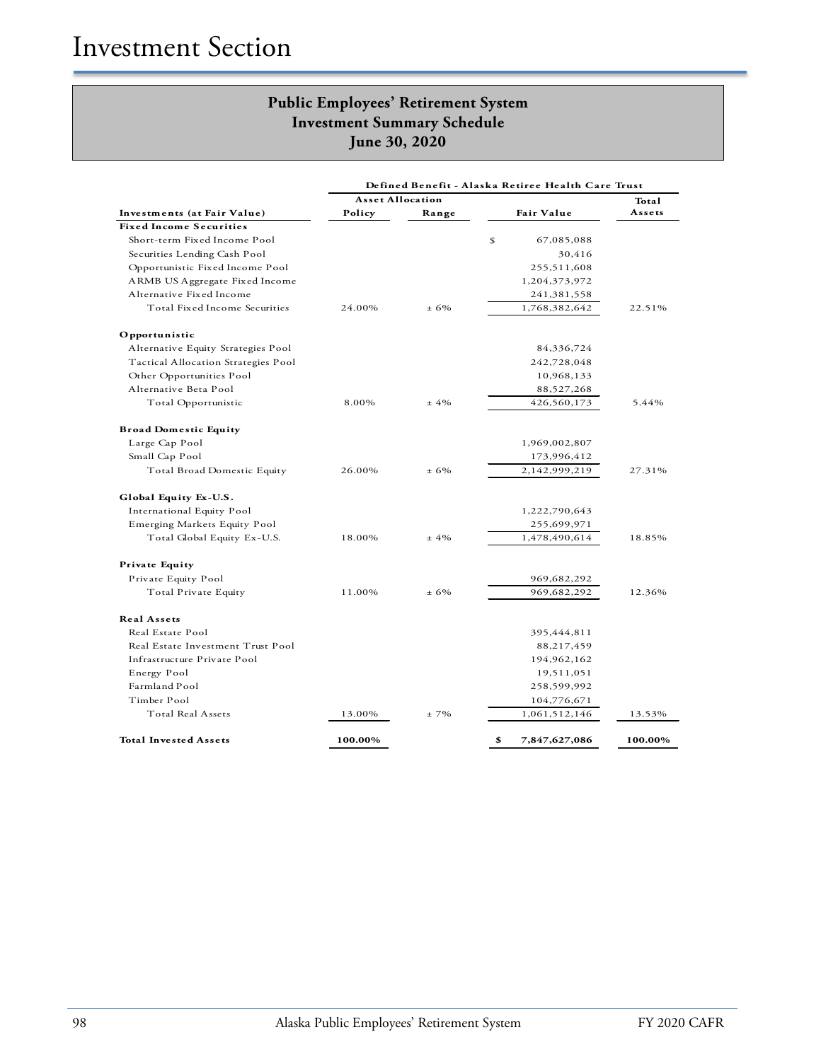# Investment Section

## Public Employees' Retirement System
## Investment Summary Schedule
## June 30, 2020

| | Defined Benefit - Alaska Retiree Health Care Trust | | | |
|---|---|---|---|---|
| | Asset Allocation | | | Total |
| Investments (at Fair Value) | Policy | Range | Fair Value | Assets |
| **Fixed Income Securities** | | | | |
| Short-term Fixed Income Pool | | | $ 67,085,088 | |
| Securities Lending Cash Pool | | | 30,416 | |
| Opportunistic Fixed Income Pool | | | 255,511,608 | |
| ARMB US Aggregate Fixed Income | | | 1,204,373,972 | |
| Alternative Fixed Income | | | 241,381,558 | |
| Total Fixed Income Securities | 24.00% | ± 6% | 1,768,382,642 | 22.51% |
| **Opportunistic** | | | | |
| Alternative Equity Strategies Pool | | | 84,336,724 | |
| Tactical Allocation Strategies Pool | | | 242,728,048 | |
| Other Opportunities Pool | | | 10,968,133 | |
| Alternative Beta Pool | | | 88,527,268 | |
| Total Opportunistic | 8.00% | ± 4% | 426,560,173 | 5.44% |
| **Broad Domestic Equity** | | | | |
| Large Cap Pool | | | 1,969,002,807 | |
| Small Cap Pool | | | 173,996,412 | |
| Total Broad Domestic Equity | 26.00% | ± 6% | 2,142,999,219 | 27.31% |
| **Global Equity Ex-U.S.** | | | | |
| International Equity Pool | | | 1,222,790,643 | |
| Emerging Markets Equity Pool | | | 255,699,971 | |
| Total Global Equity Ex-U.S. | 18.00% | ± 4% | 1,478,490,614 | 18.85% |
| **Private Equity** | | | | |
| Private Equity Pool | | | 969,682,292 | |
| Total Private Equity | 11.00% | ± 6% | 969,682,292 | 12.36% |
| **Real Assets** | | | | |
| Real Estate Pool | | | 395,444,811 | |
| Real Estate Investment Trust Pool | | | 88,217,459 | |
| Infrastructure Private Pool | | | 194,962,162 | |
| Energy Pool | | | 19,511,051 | |
| Farmland Pool | | | 258,599,992 | |
| Timber Pool | | | 104,776,671 | |
| Total Real Assets | 13.00% | ± 7% | 1,061,512,146 | 13.53% |
| **Total Invested Assets** | **100.00%** | | **$ 7,847,627,086** | **100.00%** |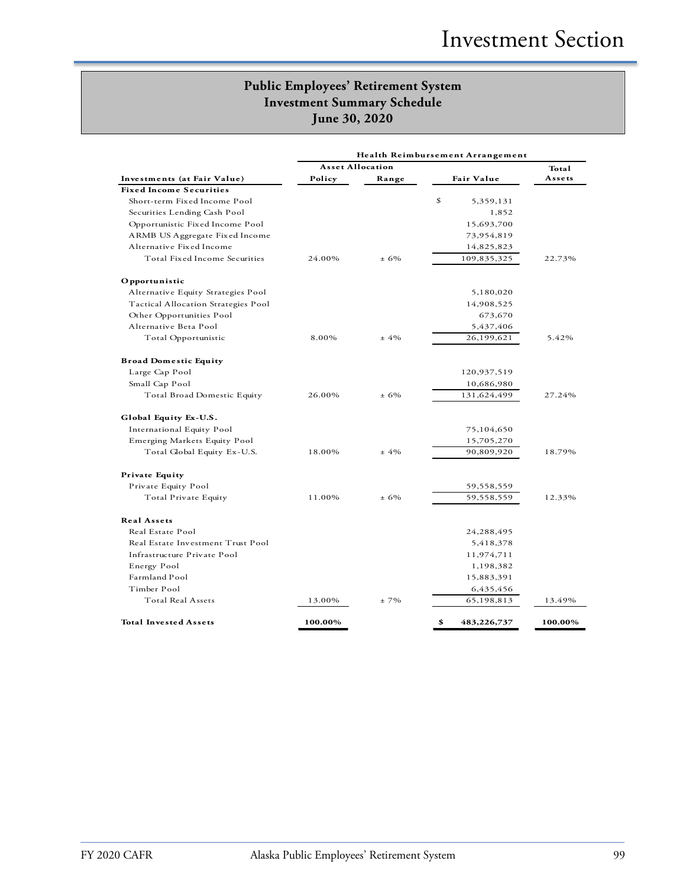## Public Employees' Retirement System
## Investment Summary Schedule
## June 30, 2020

| | Health Reimbursement Arrangement | | | |
|---|---|---|---|---|
| | Asset Allocation | | | Total |
| **Investments (at Fair Value)** | **Policy** | **Range** | **Fair Value** | **Assets** |
| **Fixed Income Securities** | | | | |
| Short-term Fixed Income Pool | | | $ 5,359,131 | |
| Securities Lending Cash Pool | | | 1,852 | |
| Opportunistic Fixed Income Pool | | | 15,693,700 | |
| ARMB US Aggregate Fixed Income | | | 73,954,819 | |
| Alternative Fixed Income | | | 14,825,823 | |
| Total Fixed Income Securities | 24.00% | ± 6% | 109,835,325 | 22.73% |
| **Opportunistic** | | | | |
| Alternative Equity Strategies Pool | | | 5,180,020 | |
| Tactical Allocation Strategies Pool | | | 14,908,525 | |
| Other Opportunities Pool | | | 673,670 | |
| Alternative Beta Pool | | | 5,437,406 | |
| Total Opportunistic | 8.00% | ± 4% | 26,199,621 | 5.42% |
| **Broad Domestic Equity** | | | | |
| Large Cap Pool | | | 120,937,519 | |
| Small Cap Pool | | | 10,686,980 | |
| Total Broad Domestic Equity | 26.00% | ± 6% | 131,624,499 | 27.24% |
| **Global Equity Ex-U.S.** | | | | |
| International Equity Pool | | | 75,104,650 | |
| Emerging Markets Equity Pool | | | 15,705,270 | |
| Total Global Equity Ex-U.S. | 18.00% | ± 4% | 90,809,920 | 18.79% |
| **Private Equity** | | | | |
| Private Equity Pool | | | 59,558,559 | |
| Total Private Equity | 11.00% | ± 6% | 59,558,559 | 12.33% |
| **Real Assets** | | | | |
| Real Estate Pool | | | 24,288,495 | |
| Real Estate Investment Trust Pool | | | 5,418,378 | |
| Infrastructure Private Pool | | | 11,974,711 | |
| Energy Pool | | | 1,198,382 | |
| Farmland Pool | | | 15,883,391 | |
| Timber Pool | | | 6,435,456 | |
| Total Real Assets | 13.00% | ± 7% | 65,198,813 | 13.49% |
| **Total Invested Assets** | **100.00%** | | **$ 483,226,737** | **100.00%** |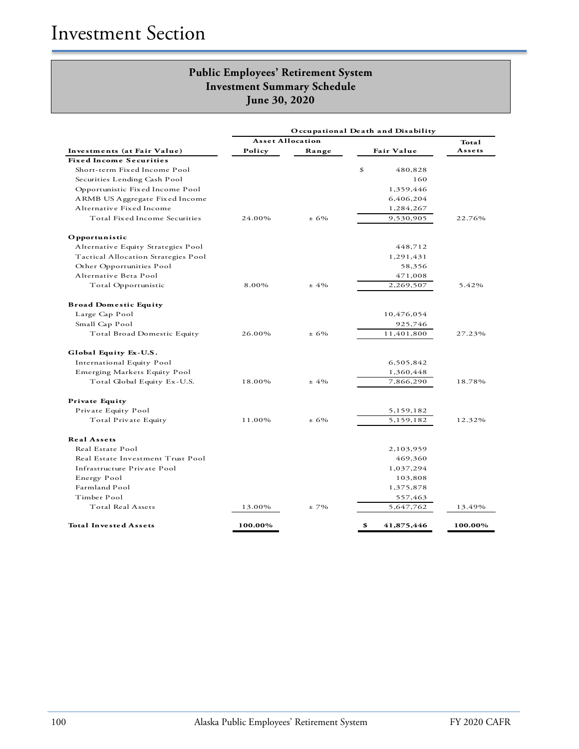# Investment Section

## Public Employees' Retirement System
## Investment Summary Schedule
## June 30, 2020

| | Occupational Death and Disability | | | |
|---|---|---|---|---|
| | Asset Allocation | | | Total |
| **Investments (at Fair Value)** | **Policy** | **Range** | **Fair Value** | **Assets** |
| **Fixed Income Securities** | | | | |
| Short-term Fixed Income Pool | | | $ 480,828 | |
| Securities Lending Cash Pool | | | 160 | |
| Opportunistic Fixed Income Pool | | | 1,359,446 | |
| ARMB US Aggregate Fixed Income | | | 6,406,204 | |
| Alternative Fixed Income | | | 1,284,267 | |
| Total Fixed Income Securities | 24.00% | ± 6% | 9,530,905 | 22.76% |
| **Opportunistic** | | | | |
| Alternative Equity Strategies Pool | | | 448,712 | |
| Tactical Allocation Strategies Pool | | | 1,291,431 | |
| Other Opportunities Pool | | | 58,356 | |
| Alternative Beta Pool | | | 471,008 | |
| Total Opportunistic | 8.00% | ± 4% | 2,269,507 | 5.42% |
| **Broad Domestic Equity** | | | | |
| Large Cap Pool | | | 10,476,054 | |
| Small Cap Pool | | | 925,746 | |
| Total Broad Domestic Equity | 26.00% | ± 6% | 11,401,800 | 27.23% |
| **Global Equity Ex-U.S.** | | | | |
| International Equity Pool | | | 6,505,842 | |
| Emerging Markets Equity Pool | | | 1,360,448 | |
| Total Global Equity Ex-U.S. | 18.00% | ± 4% | 7,866,290 | 18.78% |
| **Private Equity** | | | | |
| Private Equity Pool | | | 5,159,182 | |
| Total Private Equity | 11.00% | ± 6% | 5,159,182 | 12.32% |
| **Real Assets** | | | | |
| Real Estate Pool | | | 2,103,959 | |
| Real Estate Investment Trust Pool | | | 469,360 | |
| Infrastructure Private Pool | | | 1,037,294 | |
| Energy Pool | | | 103,808 | |
| Farmland Pool | | | 1,375,878 | |
| Timber Pool | | | 557,463 | |
| Total Real Assets | 13.00% | ± 7% | 5,647,762 | 13.49% |
| **Total Invested Assets** | **100.00%** | | **$ 41,875,446** | **100.00%** |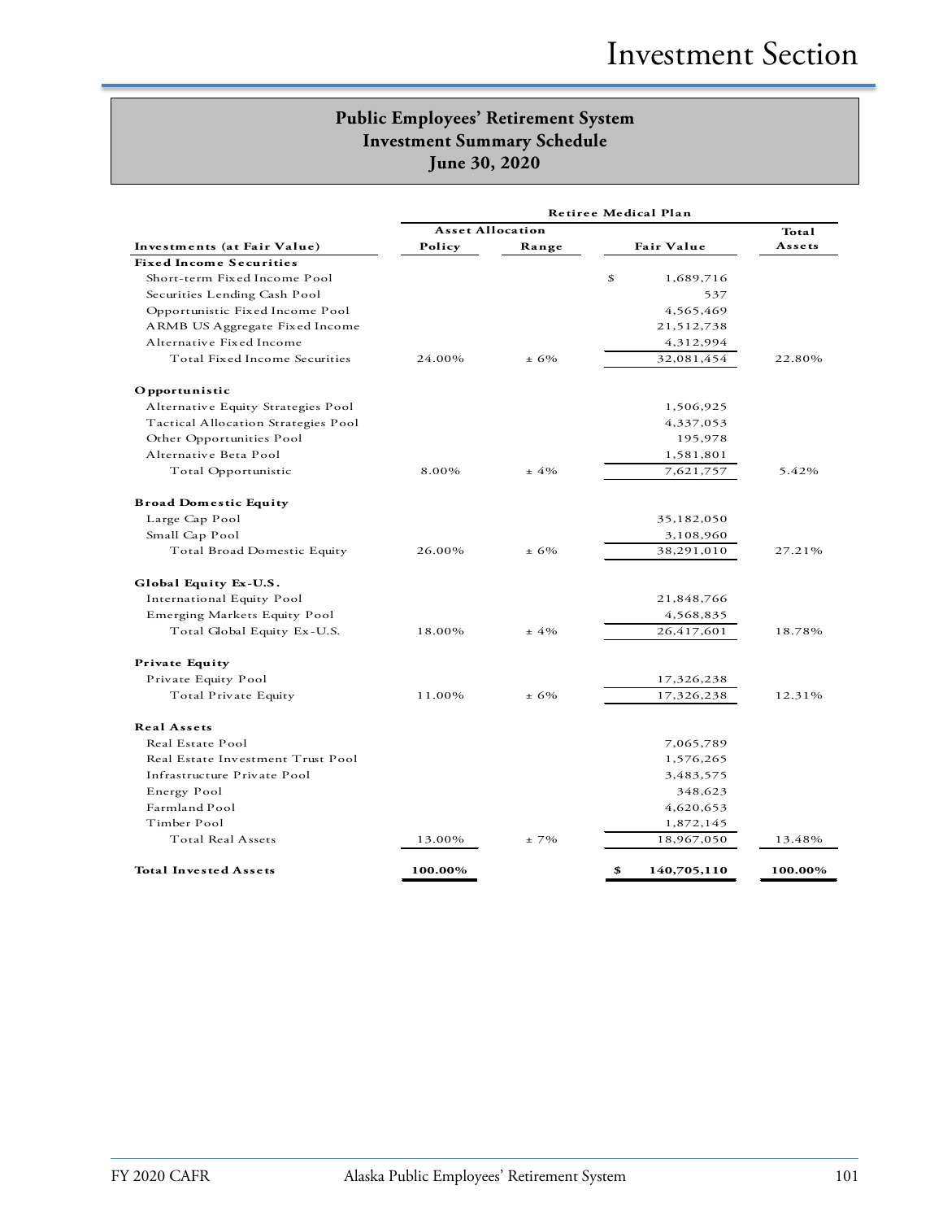# Public Employees' Retirement System
## Investment Summary Schedule
## June 30, 2020

| | Retiree Medical Plan | | | |
|---|---|---|---|---|
| | Asset Allocation | | | Total |
| **Investments (at Fair Value)** | **Policy** | **Range** | **Fair Value** | **Assets** |
| **Fixed Income Securities** | | | | |
| Short-term Fixed Income Pool | | | $ 1,689,716 | |
| Securities Lending Cash Pool | | | 537 | |
| Opportunistic Fixed Income Pool | | | 4,565,469 | |
| ARMB US Aggregate Fixed Income | | | 21,512,738 | |
| Alternative Fixed Income | | | 4,312,994 | |
| Total Fixed Income Securities | 24.00% | ± 6% | 32,081,454 | 22.80% |
| **Opportunistic** | | | | |
| Alternative Equity Strategies Pool | | | 1,506,925 | |
| Tactical Allocation Strategies Pool | | | 4,337,053 | |
| Other Opportunities Pool | | | 195,978 | |
| Alternative Beta Pool | | | 1,581,801 | |
| Total Opportunistic | 8.00% | ± 4% | 7,621,757 | 5.42% |
| **Broad Domestic Equity** | | | | |
| Large Cap Pool | | | 35,182,050 | |
| Small Cap Pool | | | 3,108,960 | |
| Total Broad Domestic Equity | 26.00% | ± 6% | 38,291,010 | 27.21% |
| **Global Equity Ex-U.S.** | | | | |
| International Equity Pool | | | 21,848,766 | |
| Emerging Markets Equity Pool | | | 4,568,835 | |
| Total Global Equity Ex-U.S. | 18.00% | ± 4% | 26,417,601 | 18.78% |
| **Private Equity** | | | | |
| Private Equity Pool | | | 17,326,238 | |
| Total Private Equity | 11.00% | ± 6% | 17,326,238 | 12.31% |
| **Real Assets** | | | | |
| Real Estate Pool | | | 7,065,789 | |
| Real Estate Investment Trust Pool | | | 1,576,265 | |
| Infrastructure Private Pool | | | 3,483,575 | |
| Energy Pool | | | 348,623 | |
| Farmland Pool | | | 4,620,653 | |
| Timber Pool | | | 1,872,145 | |
| Total Real Assets | 13.00% | ± 7% | 18,967,050 | 13.48% |
| **Total Invested Assets** | **100.00%** | | **$ 140,705,110** | **100.00%** |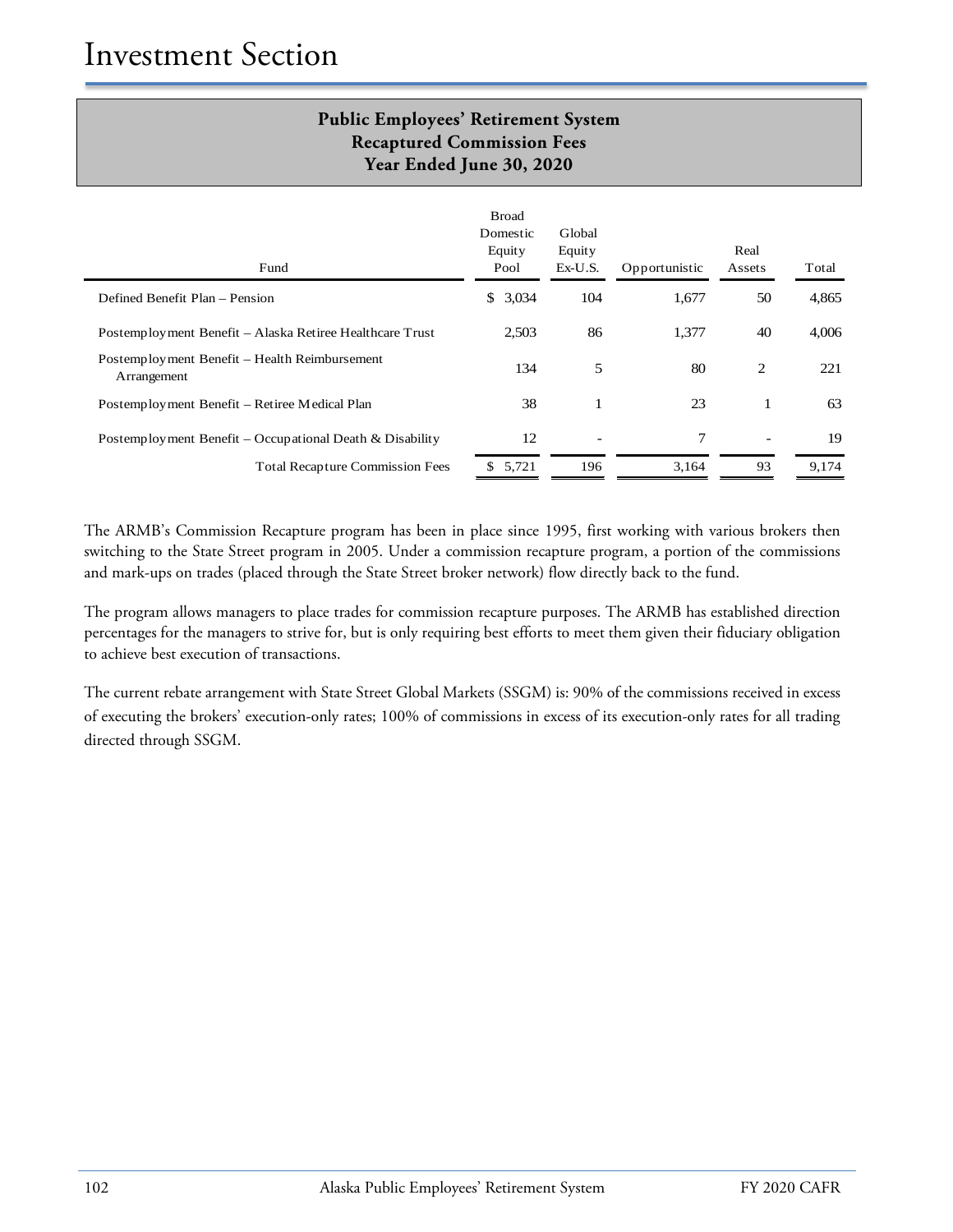## Public Employees' Retirement System
## Recaptured Commission Fees
## Year Ended June 30, 2020

| Fund | Broad Domestic Equity Pool | Global Equity Ex-U.S. | Opportunistic | Real Assets | Total |
|---|---|---|---|---|---|
| Defined Benefit Plan – Pension | $ 3,034 | 104 | 1,677 | 50 | 4,865 |
| Postemployment Benefit – Alaska Retiree Healthcare Trust | 2,503 | 86 | 1,377 | 40 | 4,006 |
| Postemployment Benefit – Health Reimbursement Arrangement | 134 | 5 | 80 | 2 | 221 |
| Postemployment Benefit – Retiree Medical Plan | 38 | 1 | 23 | 1 | 63 |
| Postemployment Benefit – Occupational Death & Disability | 12 | - | 7 | - | 19 |
| Total Recapture Commission Fees | $ 5,721 | 196 | 3,164 | 93 | 9,174 |

The ARMB's Commission Recapture program has been in place since 1995, first working with various brokers then switching to the State Street program in 2005. Under a commission recapture program, a portion of the commissions and mark-ups on trades (placed through the State Street broker network) flow directly back to the fund.

The program allows managers to place trades for commission recapture purposes. The ARMB has established direction percentages for the managers to strive for, but is only requiring best efforts to meet them given their fiduciary obligation to achieve best execution of transactions.

The current rebate arrangement with State Street Global Markets (SSGM) is: 90% of the commissions received in excess of executing the brokers' execution-only rates; 100% of commissions in excess of its execution-only rates for all trading directed through SSGM.